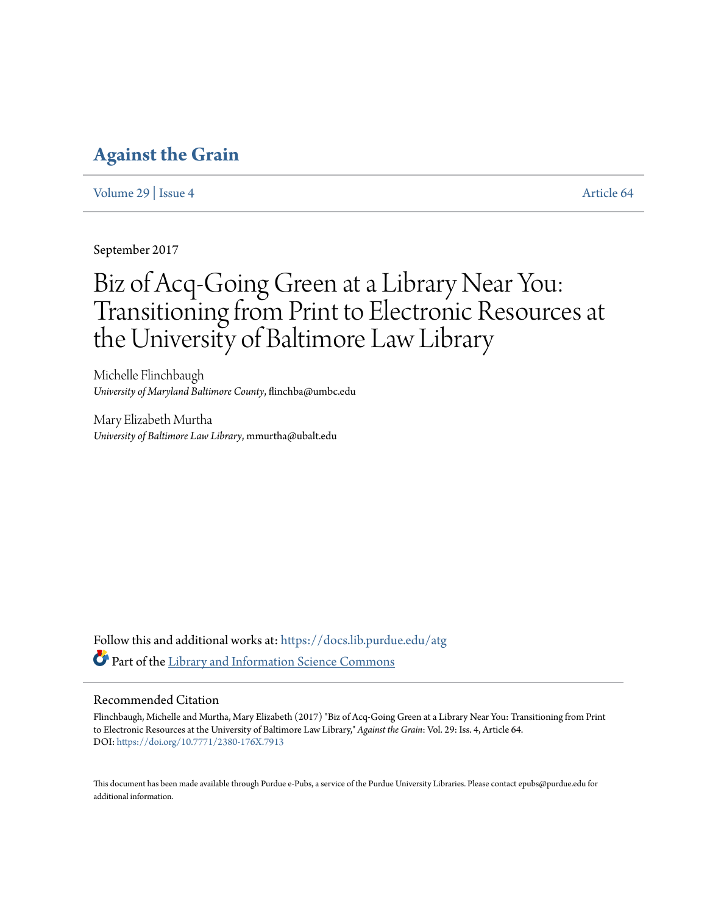# Against the Grain

Volume 29 | Issue 4 Article 64

September 2017

# Biz of Acq-Going Green at a Library Near You: Transitioning from Print to Electronic Resources at the University of Baltimore Law Library

Michelle Flinchbaugh
*University of Maryland Baltimore County*, flinchba@umbc.edu

Mary Elizabeth Murtha
*University of Baltimore Law Library*, mmurtha@ubalt.edu

Follow this and additional works at: https://docs.lib.purdue.edu/atg

Part of the Library and Information Science Commons

## Recommended Citation

Flinchbaugh, Michelle and Murtha, Mary Elizabeth (2017) "Biz of Acq-Going Green at a Library Near You: Transitioning from Print to Electronic Resources at the University of Baltimore Law Library," *Against the Grain*: Vol. 29: Iss. 4, Article 64.
DOI: https://doi.org/10.7771/2380-176X.7913

This document has been made available through Purdue e-Pubs, a service of the Purdue University Libraries. Please contact epubs@purdue.edu for additional information.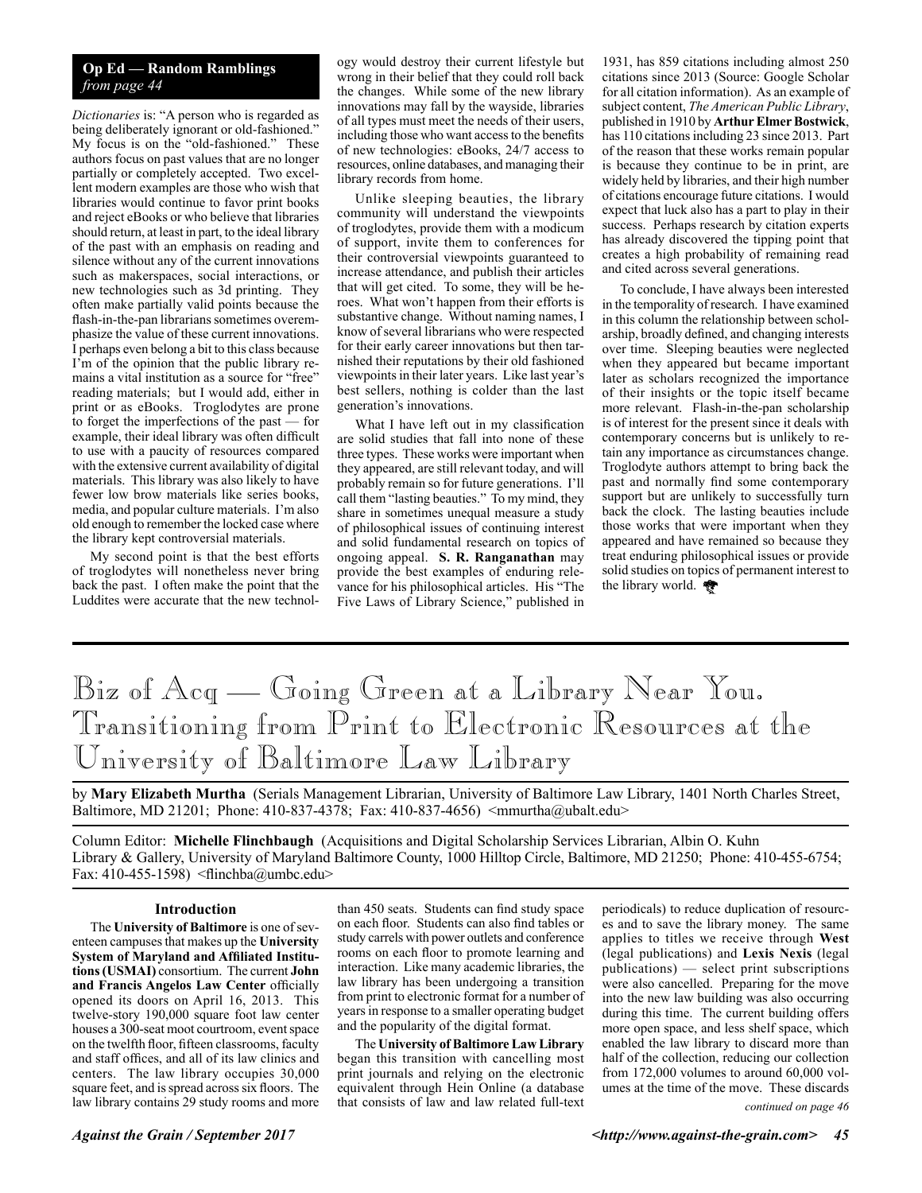**Op Ed — Random Ramblings**
*from page 44*

*Dictionaries* is: "A person who is regarded as being deliberately ignorant or old-fashioned." My focus is on the "old-fashioned." These authors focus on past values that are no longer partially or completely accepted. Two excellent modern examples are those who wish that libraries would continue to favor print books and reject eBooks or who believe that libraries should return, at least in part, to the ideal library of the past with an emphasis on reading and silence without any of the current innovations such as makerspaces, social interactions, or new technologies such as 3d printing. They often make partially valid points because the flash-in-the-pan librarians sometimes overemphasize the value of these current innovations. I perhaps even belong a bit to this class because I'm of the opinion that the public library remains a vital institution as a source for "free" reading materials; but I would add, either in print or as eBooks. Troglodytes are prone to forget the imperfections of the past — for example, their ideal library was often difficult to use with a paucity of resources compared with the extensive current availability of digital materials. This library was also likely to have fewer low brow materials like series books, media, and popular culture materials. I'm also old enough to remember the locked case where the library kept controversial materials.

My second point is that the best efforts of troglodytes will nonetheless never bring back the past. I often make the point that the Luddites were accurate that the new technology would destroy their current lifestyle but wrong in their belief that they could roll back the changes. While some of the new library innovations may fall by the wayside, libraries of all types must meet the needs of their users, including those who want access to the benefits of new technologies: eBooks, 24/7 access to resources, online databases, and managing their library records from home.

Unlike sleeping beauties, the library community will understand the viewpoints of troglodytes, provide them with a modicum of support, invite them to conferences for their controversial viewpoints guaranteed to increase attendance, and publish their articles that will get cited. To some, they will be heroes. What won't happen from their efforts is substantive change. Without naming names, I know of several librarians who were respected for their early career innovations but then tarnished their reputations by their old fashioned viewpoints in their later years. Like last year's best sellers, nothing is colder than the last generation's innovations.

What I have left out in my classification are solid studies that fall into none of these three types. These works were important when they appeared, are still relevant today, and will probably remain so for future generations. I'll call them "lasting beauties." To my mind, they share in sometimes unequal measure a study of philosophical issues of continuing interest and solid fundamental research on topics of ongoing appeal. **S. R. Ranganathan** may provide the best examples of enduring relevance for his philosophical articles. His "The Five Laws of Library Science," published in 1931, has 859 citations including almost 250 citations since 2013 (Source: Google Scholar for all citation information). As an example of subject content, *The American Public Library*, published in 1910 by **Arthur Elmer Bostwick**, has 110 citations including 23 since 2013. Part of the reason that these works remain popular is because they continue to be in print, are widely held by libraries, and their high number of citations encourage future citations. I would expect that luck also has a part to play in their success. Perhaps research by citation experts has already discovered the tipping point that creates a high probability of remaining read and cited across several generations.

To conclude, I have always been interested in the temporality of research. I have examined in this column the relationship between scholarship, broadly defined, and changing interests over time. Sleeping beauties were neglected when they appeared but became important later as scholars recognized the importance of their insights or the topic itself became more relevant. Flash-in-the-pan scholarship is of interest for the present since it deals with contemporary concerns but is unlikely to retain any importance as circumstances change. Troglodyte authors attempt to bring back the past and normally find some contemporary support but are unlikely to successfully turn back the clock. The lasting beauties include those works that were important when they appeared and have remained so because they treat enduring philosophical issues or provide solid studies on topics of permanent interest to the library world.

# Biz of Acq — Going Green at a Library Near You. Transitioning from Print to Electronic Resources at the University of Baltimore Law Library

by **Mary Elizabeth Murtha** (Serials Management Librarian, University of Baltimore Law Library, 1401 North Charles Street, Baltimore, MD 21201; Phone: 410-837-4378; Fax: 410-837-4656) <mmurtha@ubalt.edu>

Column Editor: **Michelle Flinchbaugh** (Acquisitions and Digital Scholarship Services Librarian, Albin O. Kuhn Library & Gallery, University of Maryland Baltimore County, 1000 Hilltop Circle, Baltimore, MD 21250; Phone: 410-455-6754; Fax: 410-455-1598) <flinchba@umbc.edu>

## Introduction

The **University of Baltimore** is one of seventeen campuses that makes up the **University System of Maryland and Affiliated Institutions (USMAI)** consortium. The current **John and Francis Angelos Law Center** officially opened its doors on April 16, 2013. This twelve-story 190,000 square foot law center houses a 300-seat moot courtroom, event space on the twelfth floor, fifteen classrooms, faculty and staff offices, and all of its law clinics and centers. The law library occupies 30,000 square feet, and is spread across six floors. The law library contains 29 study rooms and more than 450 seats. Students can find study space on each floor. Students can also find tables or study carrels with power outlets and conference rooms on each floor to promote learning and interaction. Like many academic libraries, the law library has been undergoing a transition from print to electronic format for a number of years in response to a smaller operating budget and the popularity of the digital format.

The **University of Baltimore Law Library** began this transition with cancelling most print journals and relying on the electronic equivalent through Hein Online (a database that consists of law and law related full-text periodicals) to reduce duplication of resources and to save the library money. The same applies to titles we receive through **West** (legal publications) and **Lexis Nexis** (legal publications) — select print subscriptions were also cancelled. Preparing for the move into the new law building was also occurring during this time. The current building offers more open space, and less shelf space, which enabled the law library to discard more than half of the collection, reducing our collection from 172,000 volumes to around 60,000 volumes at the time of the move. These discards

*continued on page 46*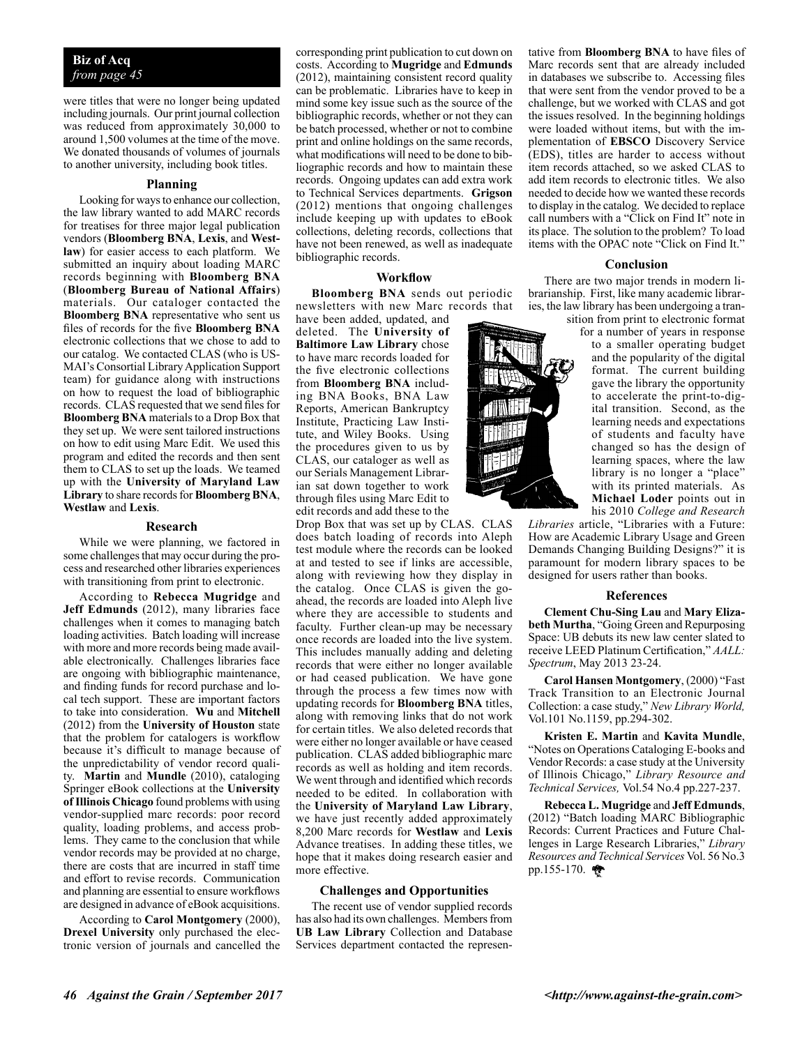**Biz of Acq**
*from page 45*

were titles that were no longer being updated including journals. Our print journal collection was reduced from approximately 30,000 to around 1,500 volumes at the time of the move. We donated thousands of volumes of journals to another university, including book titles.

### Planning

Looking for ways to enhance our collection, the law library wanted to add MARC records for treatises for three major legal publication vendors (**Bloomberg BNA**, **Lexis**, and **Westlaw**) for easier access to each platform. We submitted an inquiry about loading MARC records beginning with **Bloomberg BNA** (**Bloomberg Bureau of National Affairs**) materials. Our cataloger contacted the **Bloomberg BNA** representative who sent us files of records for the five **Bloomberg BNA** electronic collections that we chose to add to our catalog. We contacted CLAS (who is USMAI's Consortial Library Application Support team) for guidance along with instructions on how to request the load of bibliographic records. CLAS requested that we send files for **Bloomberg BNA** materials to a Drop Box that they set up. We were sent tailored instructions on how to edit using Marc Edit. We used this program and edited the records and then sent them to CLAS to set up the loads. We teamed up with the **University of Maryland Law Library** to share records for **Bloomberg BNA**, **Westlaw** and **Lexis**.

### Research

While we were planning, we factored in some challenges that may occur during the process and researched other libraries experiences with transitioning from print to electronic.

According to **Rebecca Mugridge** and **Jeff Edmunds** (2012), many libraries face challenges when it comes to managing batch loading activities. Batch loading will increase with more and more records being made available electronically. Challenges libraries face are ongoing with bibliographic maintenance, and finding funds for record purchase and local tech support. These are important factors to take into consideration. **Wu** and **Mitchell** (2012) from the **University of Houston** state that the problem for catalogers is workflow because it's difficult to manage because of the unpredictability of vendor record quality. **Martin** and **Mundle** (2010), cataloging Springer eBook collections at the **University of Illinois Chicago** found problems with using vendor-supplied marc records: poor record quality, loading problems, and access problems. They came to the conclusion that while vendor records may be provided at no charge, there are costs that are incurred in staff time and effort to revise records. Communication and planning are essential to ensure workflows are designed in advance of eBook acquisitions.

According to **Carol Montgomery** (2000), **Drexel University** only purchased the electronic version of journals and cancelled the corresponding print publication to cut down on costs. According to **Mugridge** and **Edmunds** (2012), maintaining consistent record quality can be problematic. Libraries have to keep in mind some key issue such as the source of the bibliographic records, whether or not they can be batch processed, whether or not to combine print and online holdings on the same records, what modifications will need to be done to bibliographic records and how to maintain these records. Ongoing updates can add extra work to Technical Services departments. **Grigson** (2012) mentions that ongoing challenges include keeping up with updates to eBook collections, deleting records, collections that have not been renewed, as well as inadequate bibliographic records.

### Workflow

**Bloomberg BNA** sends out periodic newsletters with new Marc records that have been added, updated, and deleted. The **University of Baltimore Law Library** chose to have marc records loaded for the five electronic collections from **Bloomberg BNA** including BNA Books, BNA Law Reports, American Bankruptcy Institute, Practicing Law Institute, and Wiley Books. Using the procedures given to us by CLAS, our cataloger as well as our Serials Management Librarian sat down together to work through files using Marc Edit to edit records and add these to the Drop Box that was set up by CLAS. CLAS does batch loading of records into Aleph test module where the records can be looked at and tested to see if links are accessible, along with reviewing how they display in the catalog. Once CLAS is given the go-ahead, the records are loaded into Aleph live where they are accessible to students and faculty. Further clean-up may be necessary once records are loaded into the live system. This includes manually adding and deleting records that were either no longer available or had ceased publication. We have gone through the process a few times now with updating records for **Bloomberg BNA** titles, along with removing links that do not work for certain titles. We also deleted records that were either no longer available or have ceased publication. CLAS added bibliographic marc records as well as holding and item records. We went through and identified which records needed to be edited. In collaboration with the **University of Maryland Law Library**, we have just recently added approximately 8,200 Marc records for **Westlaw** and **Lexis** Advance treatises. In adding these titles, we hope that it makes doing research easier and more effective.

### Challenges and Opportunities

The recent use of vendor supplied records has also had its own challenges. Members from **UB Law Library** Collection and Database Services department contacted the representative from **Bloomberg BNA** to have files of Marc records sent that are already included in databases we subscribe to. Accessing files that were sent from the vendor proved to be a challenge, but we worked with CLAS and got the issues resolved. In the beginning holdings were loaded without items, but with the implementation of **EBSCO** Discovery Service (EDS), titles are harder to access without item records attached, so we asked CLAS to add item records to electronic titles. We also needed to decide how we wanted these records to display in the catalog. We decided to replace call numbers with a "Click on Find It" note in its place. The solution to the problem? To load items with the OPAC note "Click on Find It."

### Conclusion

There are two major trends in modern librarianship. First, like many academic libraries, the law library has been undergoing a transition from print to electronic format for a number of years in response to a smaller operating budget and the popularity of the digital format. The current building gave the library the opportunity to accelerate the print-to-digital transition. Second, as the learning needs and expectations of students and faculty have changed so has the design of learning spaces, where the law library is no longer a "place" with its printed materials. As **Michael Loder** points out in his 2010 *College and Research Libraries* article, "Libraries with a Future: How are Academic Library Usage and Green Demands Changing Building Designs?" it is paramount for modern library spaces to be designed for users rather than books.

### References

**Clement Chu-Sing Lau** and **Mary Elizabeth Murtha**, "Going Green and Repurposing Space: UB debuts its new law center slated to receive LEED Platinum Certification," *AALL: Spectrum*, May 2013 23-24.

**Carol Hansen Montgomery**, (2000) "Fast Track Transition to an Electronic Journal Collection: a case study," *New Library World,* Vol.101 No.1159, pp.294-302.

**Kristen E. Martin** and **Kavita Mundle**, "Notes on Operations Cataloging E-books and Vendor Records: a case study at the University of Illinois Chicago," *Library Resource and Technical Services,* Vol.54 No.4 pp.227-237.

**Rebecca L. Mugridge** and **Jeff Edmunds**, (2012) "Batch loading MARC Bibliographic Records: Current Practices and Future Challenges in Large Research Libraries," *Library Resources and Technical Services* Vol. 56 No.3 pp.155-170.